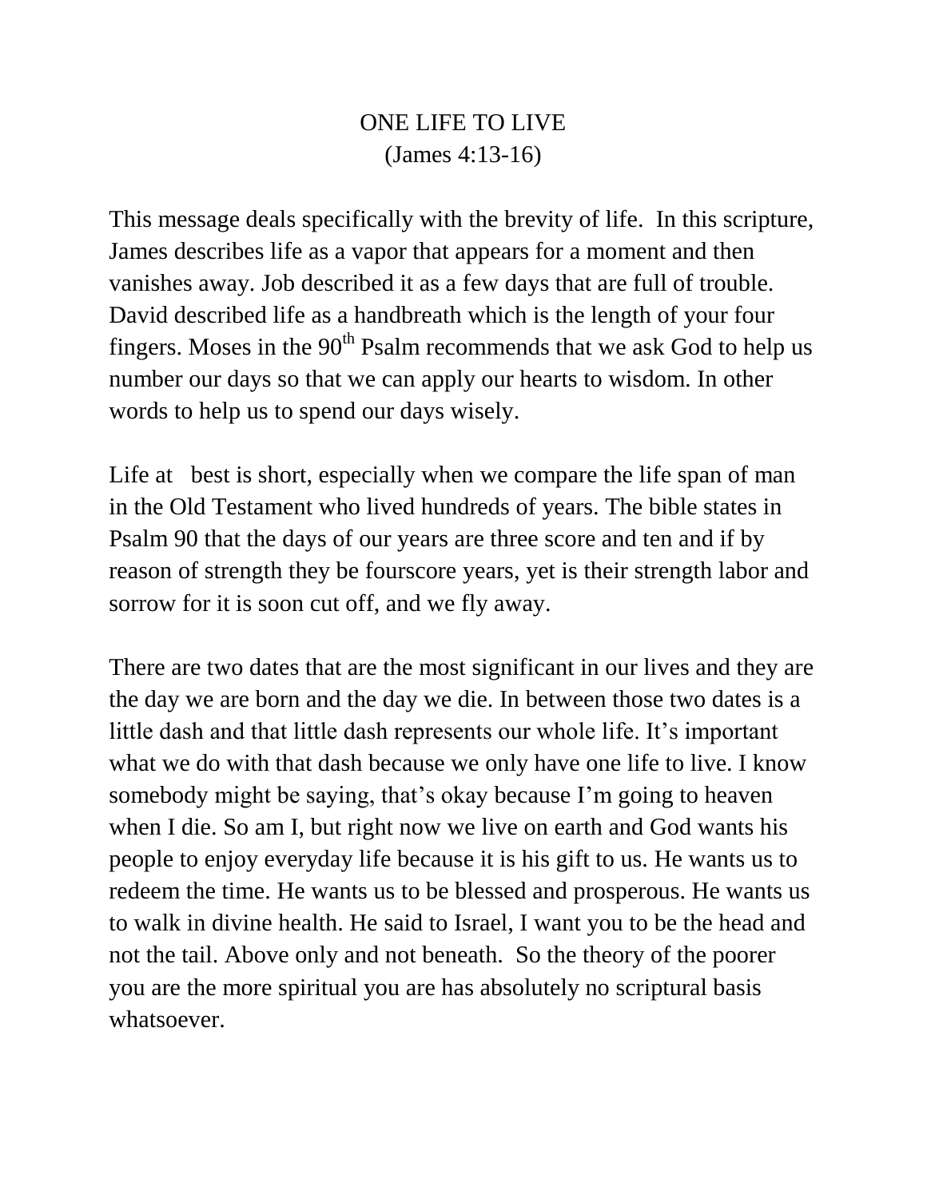# ONE LIFE TO LIVE
(James 4:13-16)

This message deals specifically with the brevity of life. In this scripture, James describes life as a vapor that appears for a moment and then vanishes away. Job described it as a few days that are full of trouble. David described life as a handbreath which is the length of your four fingers. Moses in the 90th Psalm recommends that we ask God to help us number our days so that we can apply our hearts to wisdom. In other words to help us to spend our days wisely.

Life at best is short, especially when we compare the life span of man in the Old Testament who lived hundreds of years. The bible states in Psalm 90 that the days of our years are three score and ten and if by reason of strength they be fourscore years, yet is their strength labor and sorrow for it is soon cut off, and we fly away.

There are two dates that are the most significant in our lives and they are the day we are born and the day we die. In between those two dates is a little dash and that little dash represents our whole life. It's important what we do with that dash because we only have one life to live. I know somebody might be saying, that's okay because I'm going to heaven when I die. So am I, but right now we live on earth and God wants his people to enjoy everyday life because it is his gift to us. He wants us to redeem the time. He wants us to be blessed and prosperous. He wants us to walk in divine health. He said to Israel, I want you to be the head and not the tail. Above only and not beneath. So the theory of the poorer you are the more spiritual you are has absolutely no scriptural basis whatsoever.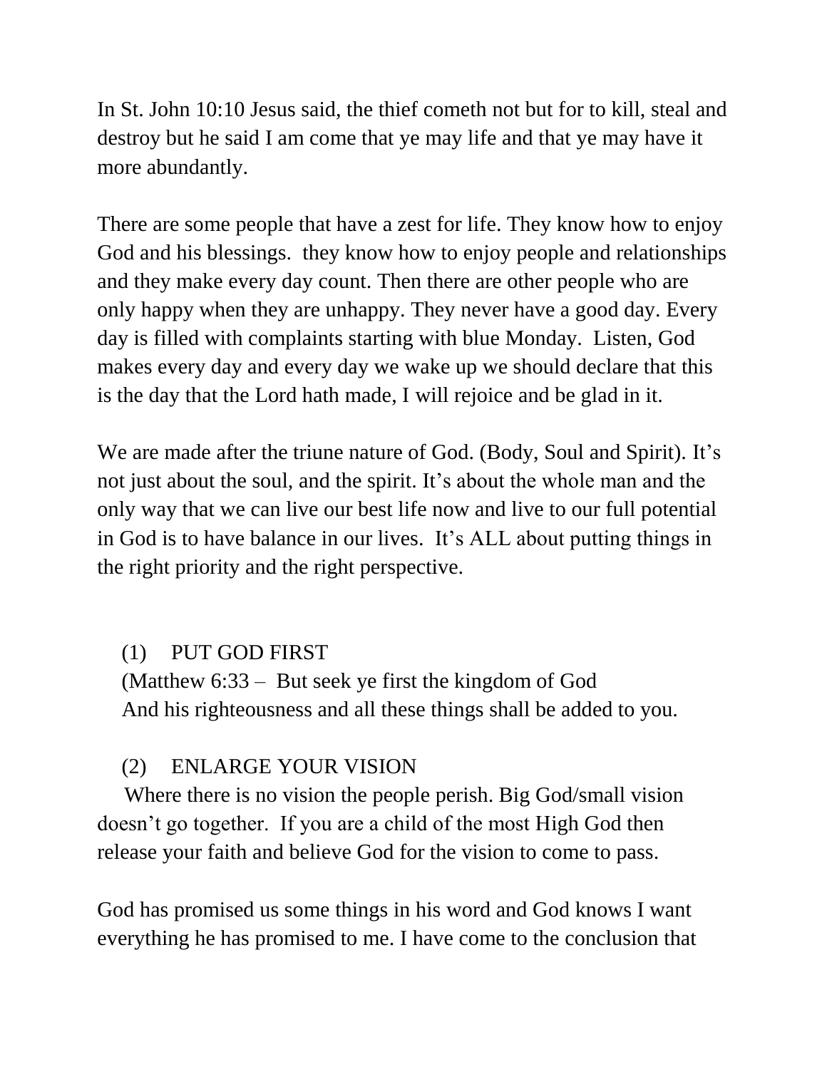In St. John 10:10 Jesus said, the thief cometh not but for to kill, steal and destroy but he said I am come that ye may life and that ye may have it more abundantly.

There are some people that have a zest for life. They know how to enjoy God and his blessings.  they know how to enjoy people and relationships and they make every day count. Then there are other people who are only happy when they are unhappy. They never have a good day. Every day is filled with complaints starting with blue Monday.  Listen, God makes every day and every day we wake up we should declare that this is the day that the Lord hath made, I will rejoice and be glad in it.

We are made after the triune nature of God. (Body, Soul and Spirit). It's not just about the soul, and the spirit. It's about the whole man and the only way that we can live our best life now and live to our full potential in God is to have balance in our lives.  It's ALL about putting things in the right priority and the right perspective.

(1) PUT GOD FIRST
(Matthew 6:33 –  But seek ye first the kingdom of God
And his righteousness and all these things shall be added to you.

(2) ENLARGE YOUR VISION
Where there is no vision the people perish. Big God/small vision doesn't go together.  If you are a child of the most High God then release your faith and believe God for the vision to come to pass.

God has promised us some things in his word and God knows I want everything he has promised to me. I have come to the conclusion that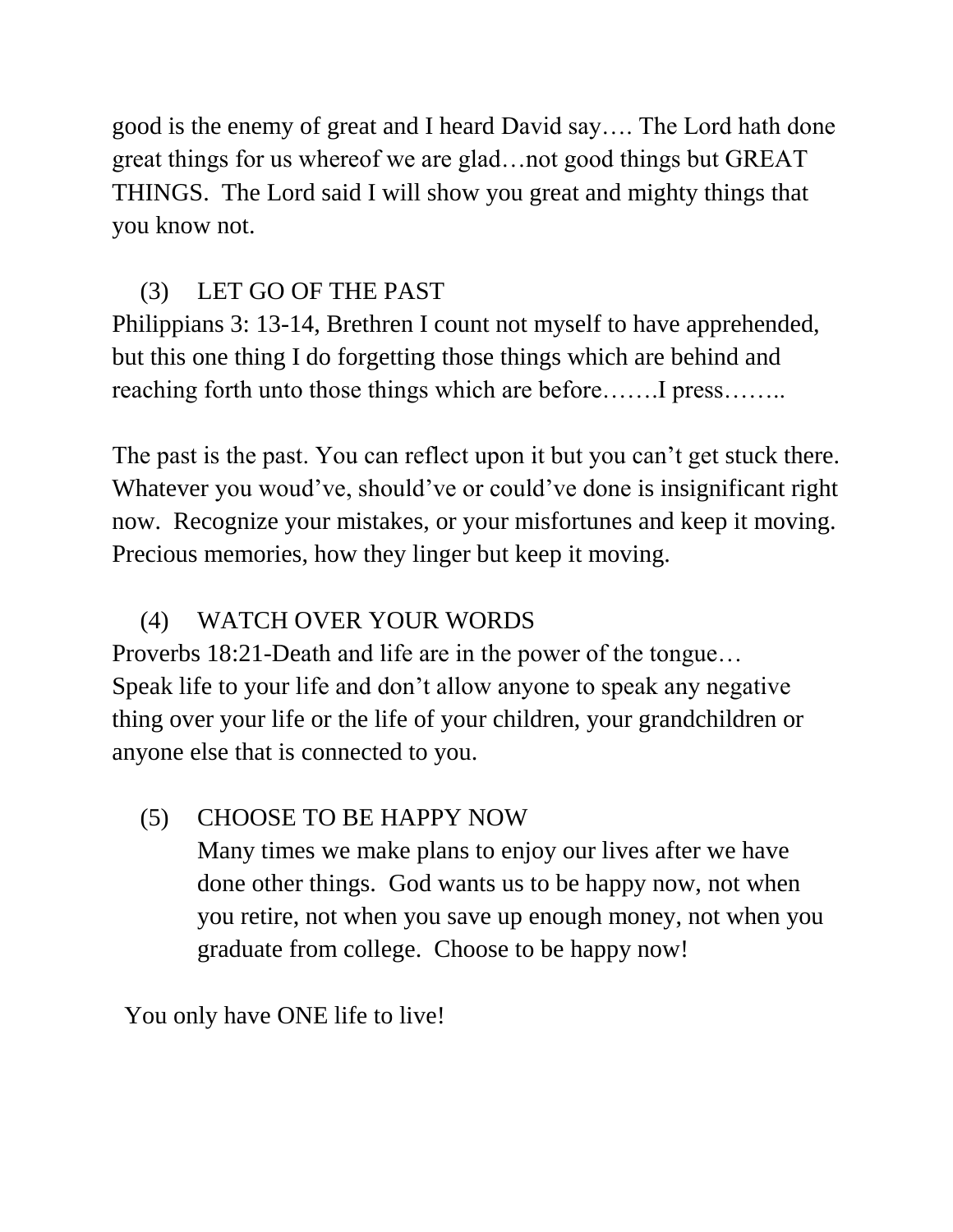good is the enemy of great and I heard David say…. The Lord hath done great things for us whereof we are glad…not good things but GREAT THINGS. The Lord said I will show you great and mighty things that you know not.

(3) LET GO OF THE PAST

Philippians 3: 13-14, Brethren I count not myself to have apprehended, but this one thing I do forgetting those things which are behind and reaching forth unto those things which are before…….I press……..

The past is the past. You can reflect upon it but you can't get stuck there. Whatever you woud've, should've or could've done is insignificant right now. Recognize your mistakes, or your misfortunes and keep it moving. Precious memories, how they linger but keep it moving.

(4) WATCH OVER YOUR WORDS

Proverbs 18:21-Death and life are in the power of the tongue… Speak life to your life and don't allow anyone to speak any negative thing over your life or the life of your children, your grandchildren or anyone else that is connected to you.

(5) CHOOSE TO BE HAPPY NOW

Many times we make plans to enjoy our lives after we have done other things. God wants us to be happy now, not when you retire, not when you save up enough money, not when you graduate from college. Choose to be happy now!

You only have ONE life to live!